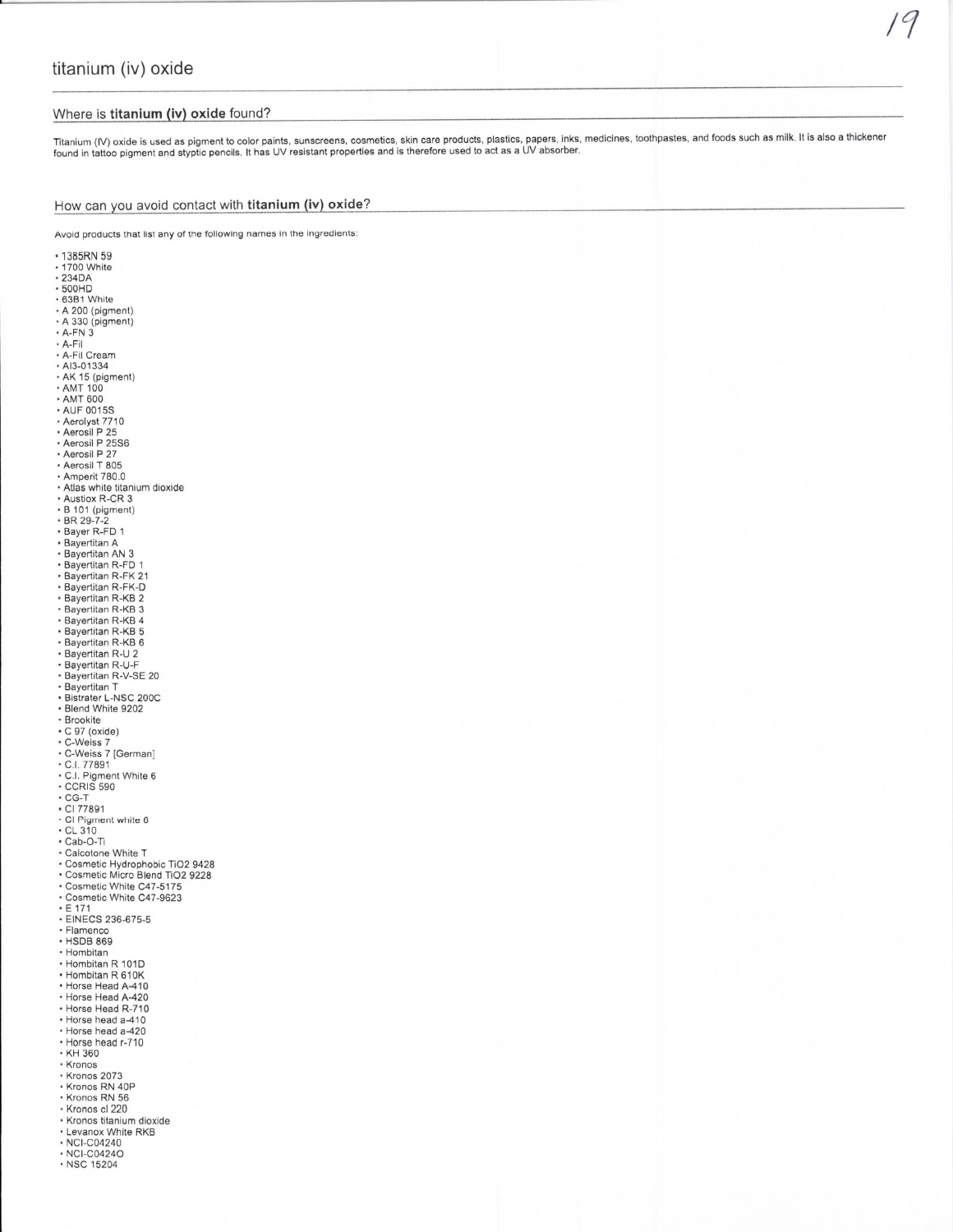# titanium (iv) oxide

## Where is **titanium (iv) oxide** found?

Titanium (IV) oxide is used as pigment to color paints, sunscreens, cosmetics, skin care products, plastics, papers, inks, medicines, toothpastes, and foods such as milk. It is also a thickener found in tattoo pigment and styptic pencils. It has UV resistant properties and is therefore used to act as a UV absorber.

## How can you avoid contact with **titanium (iv) oxide**?

Avoid products that list any of the following names in the ingredients:

- 1385RN 59
- 1700 White
- 234DA
- 500HD
- 63B1 White
- A 200 (pigment)
- A 330 (pigment)
- A-FN 3
- A-Fil
- A-Fil Cream
- AI3-01334
- AK 15 (pigment)
- AMT 100
- AMT 600
- AUF 0015S
- Aerolyst 7710
- Aerosil P 25
- Aerosil P 25S6
- Aerosil P 27
- Aerosil T 805
- Amperit 780.0
- Atlas white titanium dioxide
- Austiox R-CR 3
- B 101 (pigment)
- BR 29-7-2
- Bayer R-FD 1
- Bayertitan A
- Bayertitan AN 3
- Bayertitan R-FD 1
- Bayertitan R-FK 21
- Bayertitan R-FK-D
- Bayertitan R-KB 2
- Bayertitan R-KB 3
- Bayertitan R-KB 4
- Bayertitan R-KB 5
- Bayertitan R-KB 6
- Bayertitan R-U 2
- Bayertitan R-U-F
- Bayertitan R-V-SE 20
- Bayertitan T
- Bistrater L-NSC 200C
- Blend White 9202
- Brookite
- C 97 (oxide)
- C-Weiss 7
- C-Weiss 7 [German]
- C.I. 77891
- C.I. Pigment White 6
- CCRIS 590
- CG-T
- CI 77891
- CI Pigment white 6
- CL 310
- Cab-O-Ti
- Calcotone White T
- Cosmetic Hydrophobic TiO2 9428
- Cosmetic Micro Blend TiO2 9228
- Cosmetic White C47-5175
- Cosmetic White C47-9623
- E 171
- EINECS 236-675-5
- Flamenco
- HSDB 869
- Hombitan
- Hombitan R 101D
- Hombitan R 610K
- Horse Head A-410
- Horse Head A-420
- Horse Head R-710
- Horse head a-410
- Horse head a-420
- Horse head r-710
- KH 360
- Kronos
- Kronos 2073
- Kronos RN 40P
- Kronos RN 56
- Kronos cl 220
- Kronos titanium dioxide
- Levanox White RKB
- NCI-C04240
- NCI-C04240
- NSC 15204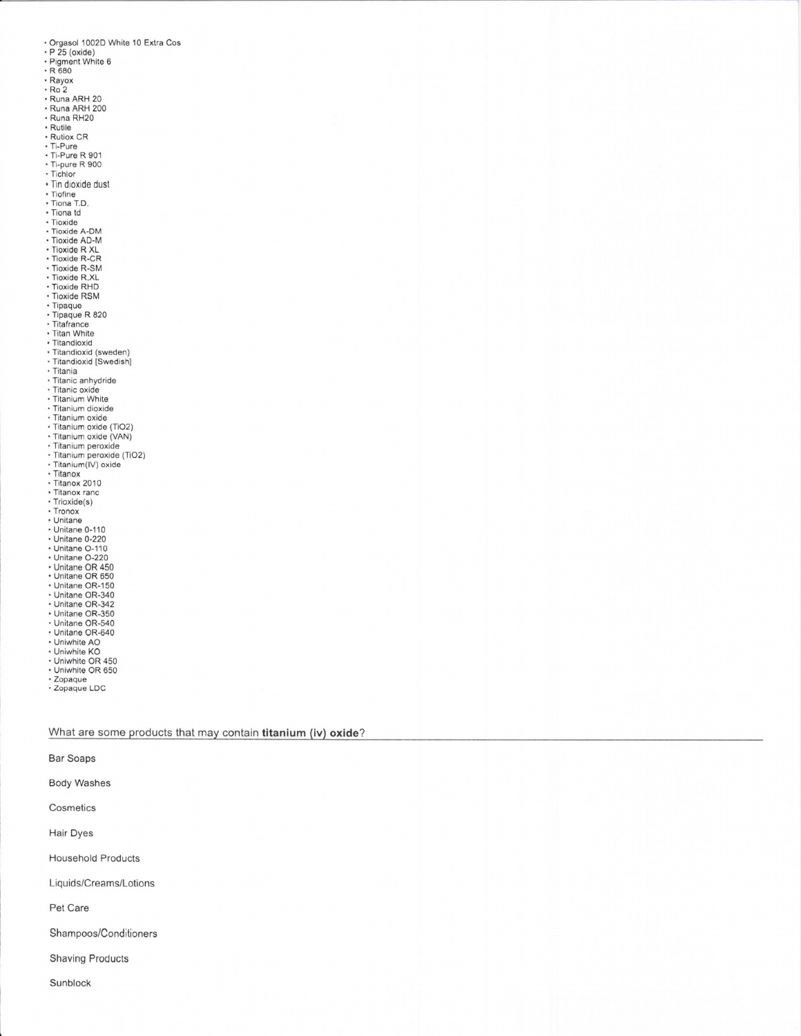- Orgasol 1002D White 10 Extra Cos
- P 25 (oxide)
- Pigment White 6
- R 680
- Rayox
- Ro 2
- Runa ARH 20
- Runa ARH 200
- Runa RH20
- Rutile
- Rutiox CR
- Ti-Pure
- Ti-Pure R 901
- Ti-pure R 900
- Tichlor
- Tin dioxide dust
- Tiofine
- Tiona T.D.
- Tiona td
- Tioxide
- Tioxide A-DM
- Tioxide AD-M
- Tioxide R XL
- Tioxide R-CR
- Tioxide R-SM
- Tioxide R.XL
- Tioxide RHD
- Tioxide RSM
- Tipaque
- Tipaque R 820
- Titafrance
- Titan White
- Titandioxid
- Titandioxid (sweden)
- Titandioxid [Swedish]
- Titania
- Titanic anhydride
- Titanic oxide
- Titanium White
- Titanium dioxide
- Titanium oxide
- Titanium oxide ($TiO_2$)
- Titanium oxide (VAN)
- Titanium peroxide
- Titanium peroxide ($TiO_2$)
- Titanium(IV) oxide
- Titanox
- Titanox 2010
- Titanox ranc
- Trioxide(s)
- Tronox
- Unitane
- Unitane 0-110
- Unitane 0-220
- Unitane O-110
- Unitane O-220
- Unitane OR 450
- Unitane OR 650
- Unitane OR-150
- Unitane OR-340
- Unitane OR-342
- Unitane OR-350
- Unitane OR-540
- Unitane OR-640
- Uniwhite AO
- Uniwhite KO
- Uniwhite OR 450
- Uniwhite OR 650
- Zopaque
- Zopaque LDC

## What are some products that may contain **titanium (iv) oxide**?

Bar Soaps

Body Washes

Cosmetics

Hair Dyes

Household Products

Liquids/Creams/Lotions

Pet Care

Shampoos/Conditioners

Shaving Products

Sunblock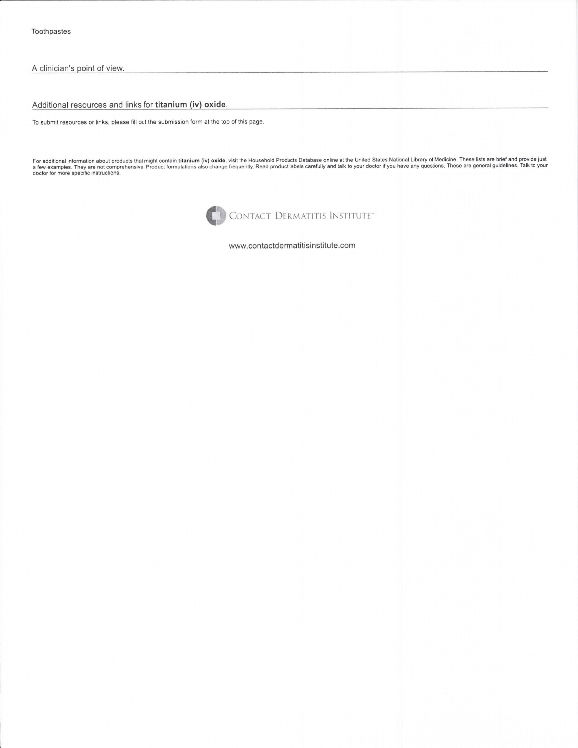Toothpastes

## A clinician's point of view.

## Additional resources and links for **titanium (iv) oxide**.

To submit resources or links, please fill out the submission form at the top of this page.

For additional information about products that might contain **titanium (iv) oxide**, visit the Household Products Database online at the United States National Library of Medicine. These lists are brief and provide just a few examples. They are not comprehensive. Product formulations also change frequently. Read product labels carefully and talk to your doctor if you have any questions. These are general guidelines. Talk to your doctor for more specific instructions.

CONTACT DERMATITIS INSTITUTE™

www.contactdermatitisinstitute.com